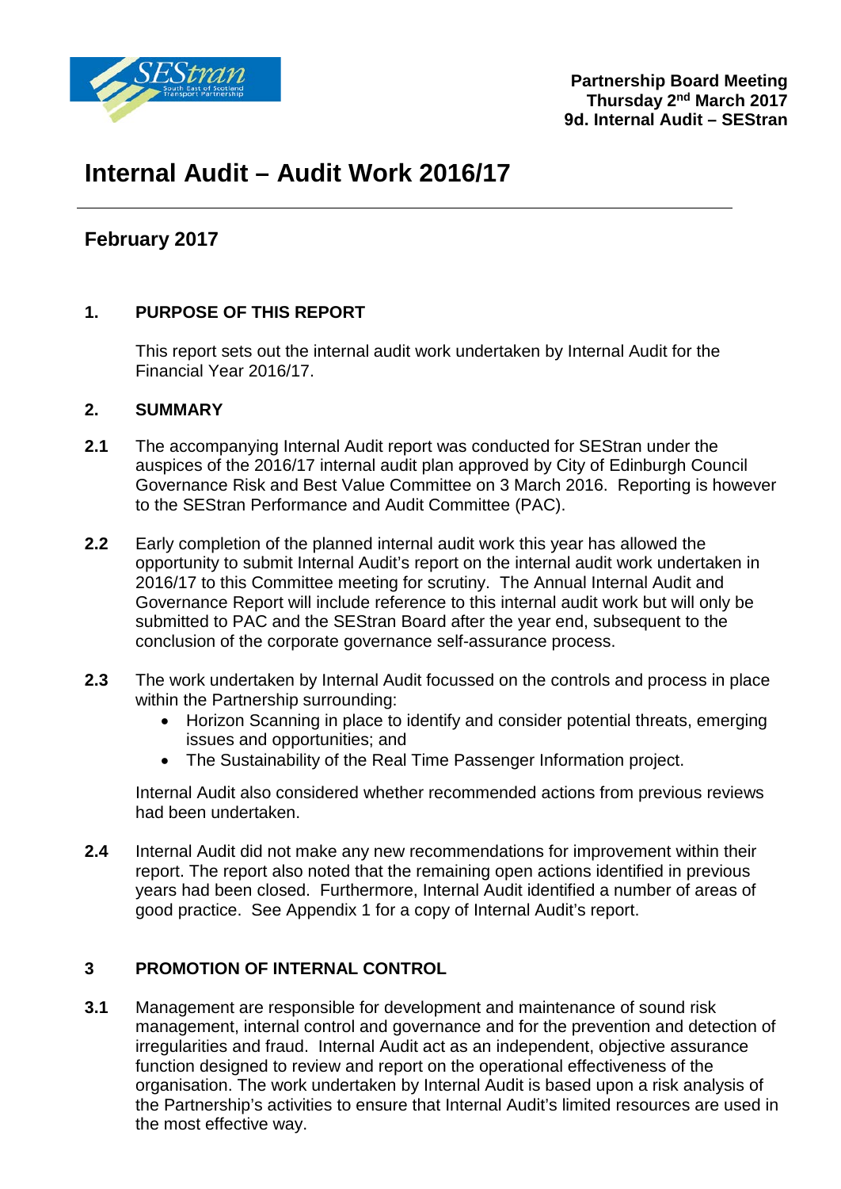Partnership Board Meeting
Thursday 2nd March 2017
9d. Internal Audit – SEStran

# Internal Audit – Audit Work 2016/17

## February 2017

### 1. PURPOSE OF THIS REPORT

This report sets out the internal audit work undertaken by Internal Audit for the Financial Year 2016/17.

### 2. SUMMARY

**2.1** The accompanying Internal Audit report was conducted for SEStran under the auspices of the 2016/17 internal audit plan approved by City of Edinburgh Council Governance Risk and Best Value Committee on 3 March 2016. Reporting is however to the SEStran Performance and Audit Committee (PAC).

**2.2** Early completion of the planned internal audit work this year has allowed the opportunity to submit Internal Audit's report on the internal audit work undertaken in 2016/17 to this Committee meeting for scrutiny. The Annual Internal Audit and Governance Report will include reference to this internal audit work but will only be submitted to PAC and the SEStran Board after the year end, subsequent to the conclusion of the corporate governance self-assurance process.

**2.3** The work undertaken by Internal Audit focussed on the controls and process in place within the Partnership surrounding:

- Horizon Scanning in place to identify and consider potential threats, emerging issues and opportunities; and
- The Sustainability of the Real Time Passenger Information project.

Internal Audit also considered whether recommended actions from previous reviews had been undertaken.

**2.4** Internal Audit did not make any new recommendations for improvement within their report. The report also noted that the remaining open actions identified in previous years had been closed. Furthermore, Internal Audit identified a number of areas of good practice. See Appendix 1 for a copy of Internal Audit's report.

### 3 PROMOTION OF INTERNAL CONTROL

**3.1** Management are responsible for development and maintenance of sound risk management, internal control and governance and for the prevention and detection of irregularities and fraud. Internal Audit act as an independent, objective assurance function designed to review and report on the operational effectiveness of the organisation. The work undertaken by Internal Audit is based upon a risk analysis of the Partnership's activities to ensure that Internal Audit's limited resources are used in the most effective way.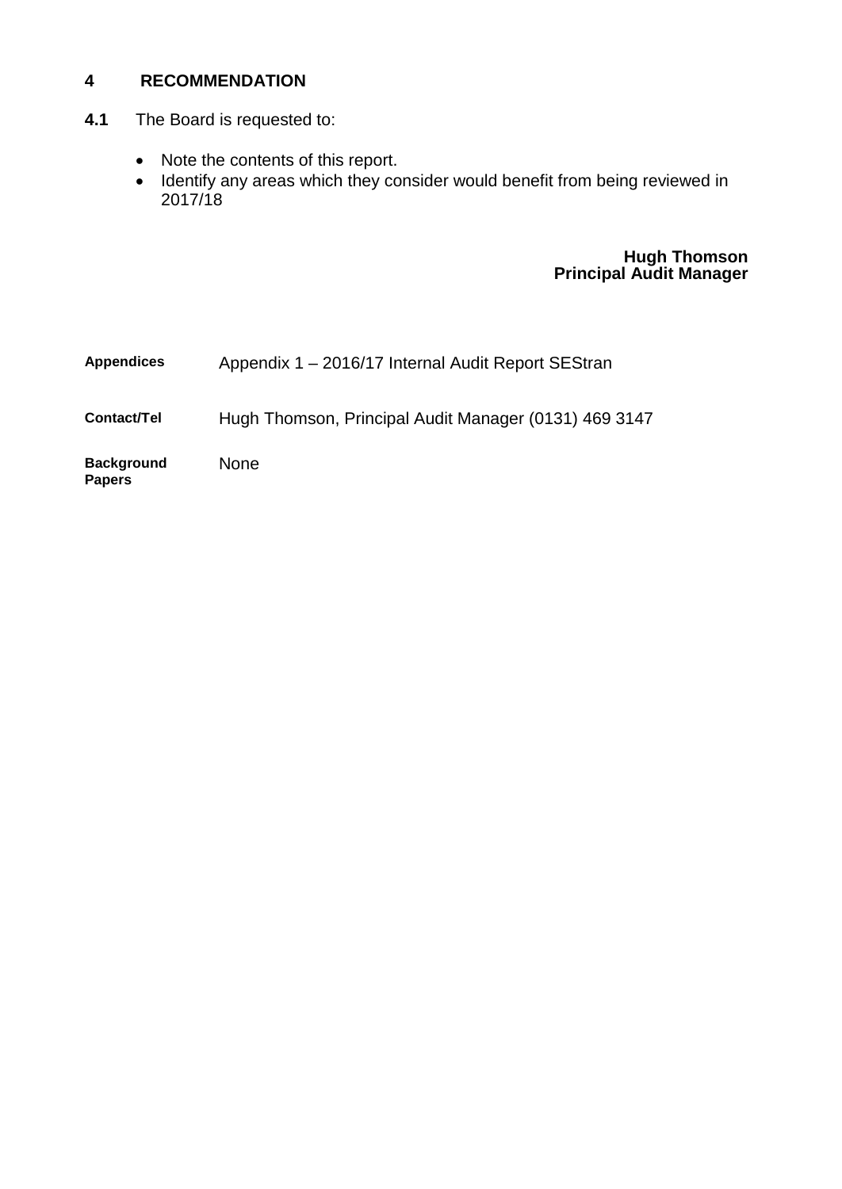## 4 RECOMMENDATION

**4.1** The Board is requested to:

- Note the contents of this report.
- Identify any areas which they consider would benefit from being reviewed in 2017/18

**Hugh Thomson**
**Principal Audit Manager**

| | |
|---|---|
| **Appendices** | Appendix 1 – 2016/17 Internal Audit Report SEStran |
| **Contact/Tel** | Hugh Thomson, Principal Audit Manager (0131) 469 3147 |
| **Background Papers** | None |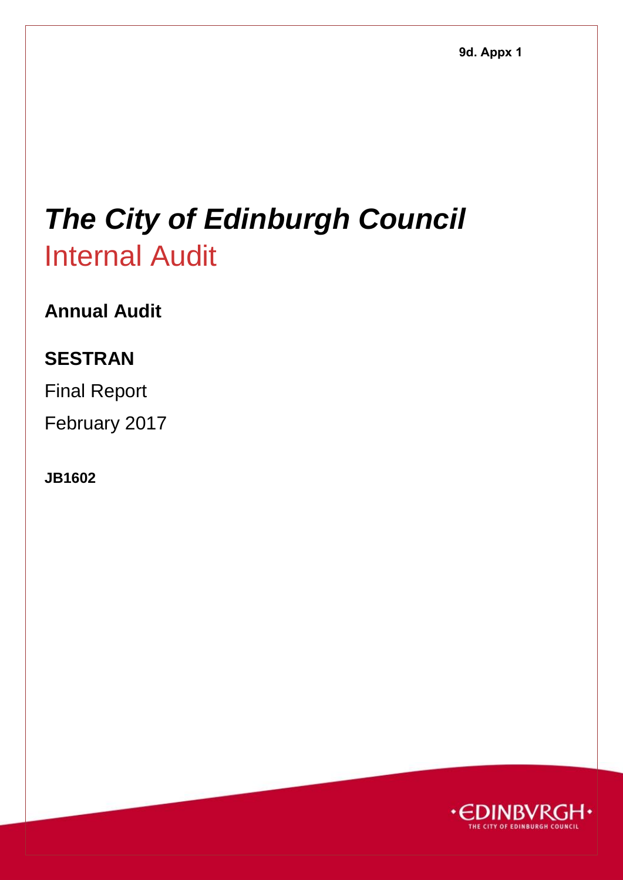9d. Appx 1

# *The City of Edinburgh Council*
# Internal Audit

**Annual Audit**

## SESTRAN

Final Report

February 2017

**JB1602**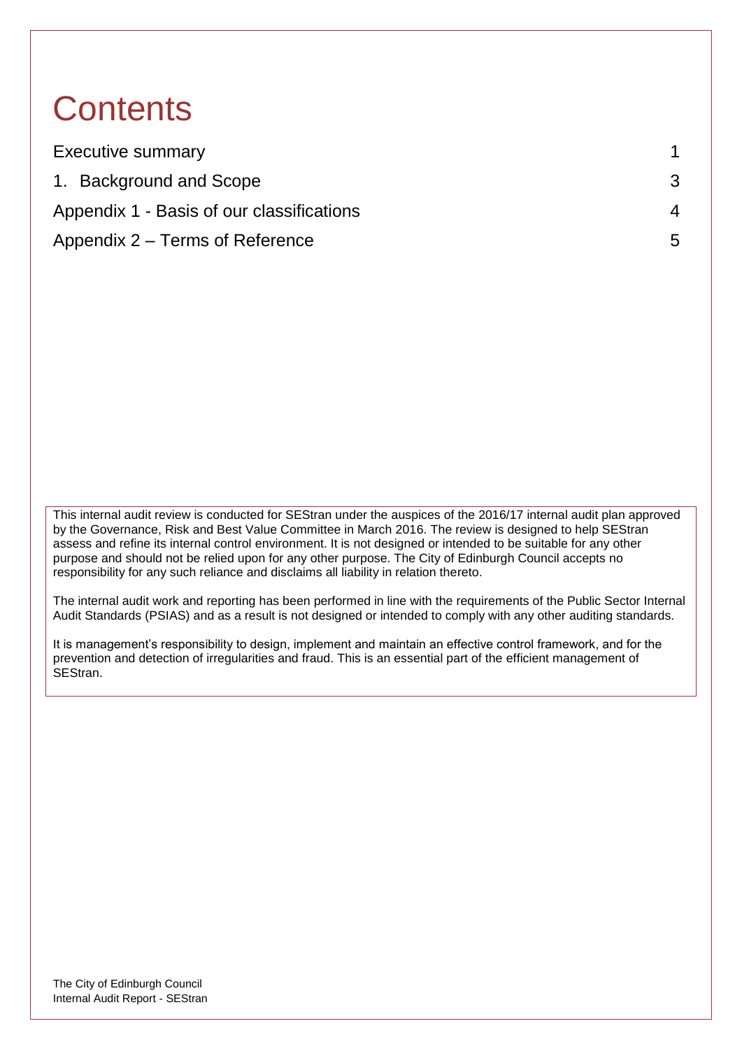# Contents

| | |
|---|---|
| Executive summary | 1 |
| 1. Background and Scope | 3 |
| Appendix 1 - Basis of our classifications | 4 |
| Appendix 2 – Terms of Reference | 5 |

This internal audit review is conducted for SEStran under the auspices of the 2016/17 internal audit plan approved by the Governance, Risk and Best Value Committee in March 2016. The review is designed to help SEStran assess and refine its internal control environment. It is not designed or intended to be suitable for any other purpose and should not be relied upon for any other purpose. The City of Edinburgh Council accepts no responsibility for any such reliance and disclaims all liability in relation thereto.

The internal audit work and reporting has been performed in line with the requirements of the Public Sector Internal Audit Standards (PSIAS) and as a result is not designed or intended to comply with any other auditing standards.

It is management's responsibility to design, implement and maintain an effective control framework, and for the prevention and detection of irregularities and fraud. This is an essential part of the efficient management of SEStran.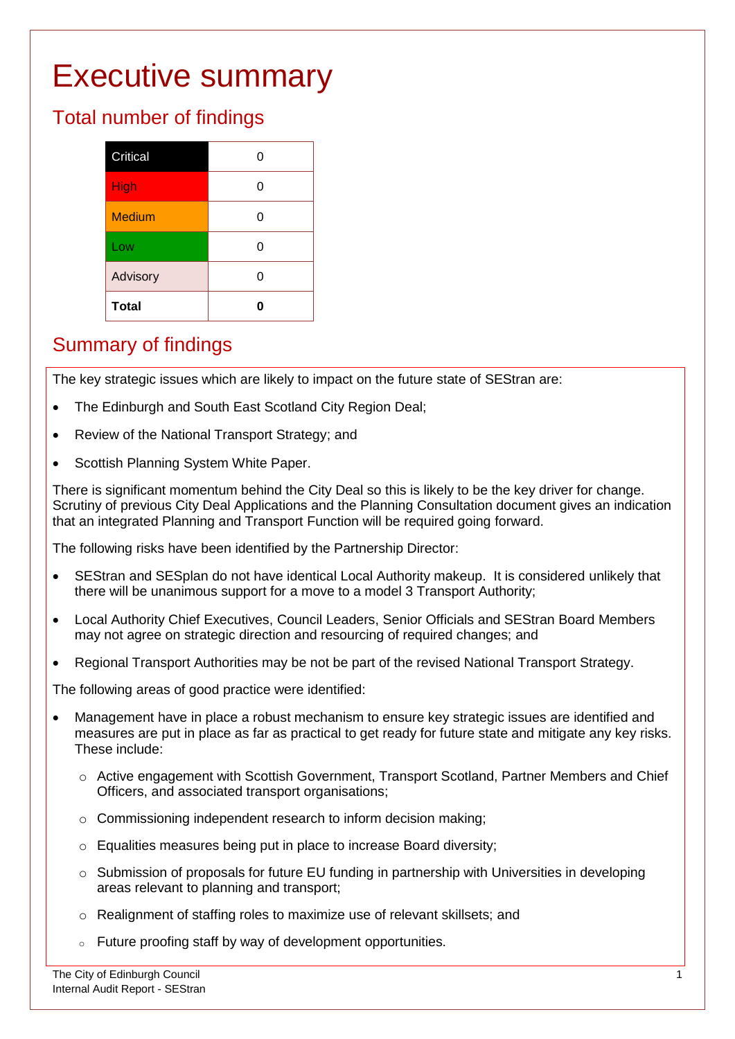# Executive summary

## Total number of findings

| | |
|---|---|
| Critical | 0 |
| High | 0 |
| Medium | 0 |
| Low | 0 |
| Advisory | 0 |
| **Total** | **0** |

## Summary of findings

The key strategic issues which are likely to impact on the future state of SEStran are:

- The Edinburgh and South East Scotland City Region Deal;
- Review of the National Transport Strategy; and
- Scottish Planning System White Paper.

There is significant momentum behind the City Deal so this is likely to be the key driver for change. Scrutiny of previous City Deal Applications and the Planning Consultation document gives an indication that an integrated Planning and Transport Function will be required going forward.

The following risks have been identified by the Partnership Director:

- SEStran and SESplan do not have identical Local Authority makeup. It is considered unlikely that there will be unanimous support for a move to a model 3 Transport Authority;
- Local Authority Chief Executives, Council Leaders, Senior Officials and SEStran Board Members may not agree on strategic direction and resourcing of required changes; and
- Regional Transport Authorities may be not be part of the revised National Transport Strategy.

The following areas of good practice were identified:

- Management have in place a robust mechanism to ensure key strategic issues are identified and measures are put in place as far as practical to get ready for future state and mitigate any key risks. These include:
  - Active engagement with Scottish Government, Transport Scotland, Partner Members and Chief Officers, and associated transport organisations;
  - Commissioning independent research to inform decision making;
  - Equalities measures being put in place to increase Board diversity;
  - Submission of proposals for future EU funding in partnership with Universities in developing areas relevant to planning and transport;
  - Realignment of staffing roles to maximize use of relevant skillsets; and
  - Future proofing staff by way of development opportunities.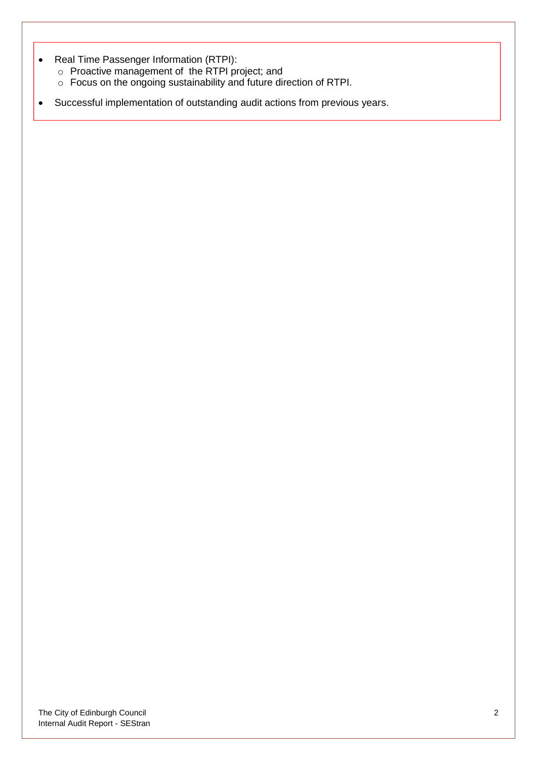- Real Time Passenger Information (RTPI):
  - Proactive management of the RTPI project; and
  - Focus on the ongoing sustainability and future direction of RTPI.
- Successful implementation of outstanding audit actions from previous years.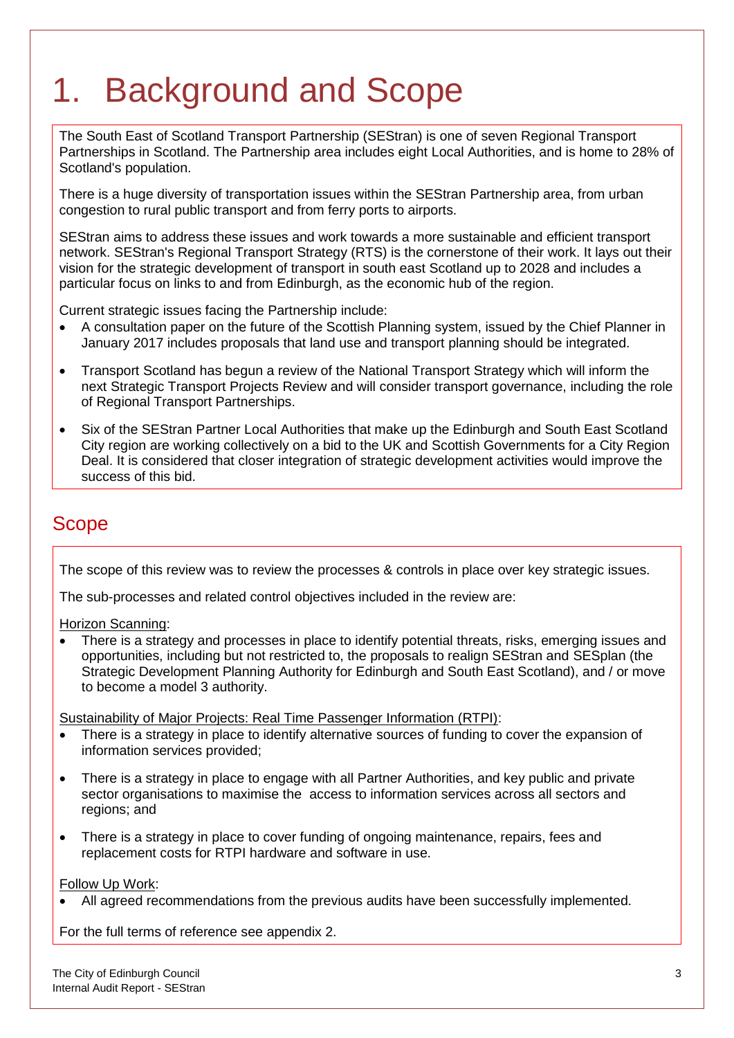# 1. Background and Scope

The South East of Scotland Transport Partnership (SEStran) is one of seven Regional Transport Partnerships in Scotland. The Partnership area includes eight Local Authorities, and is home to 28% of Scotland's population.

There is a huge diversity of transportation issues within the SEStran Partnership area, from urban congestion to rural public transport and from ferry ports to airports.

SEStran aims to address these issues and work towards a more sustainable and efficient transport network. SEStran's Regional Transport Strategy (RTS) is the cornerstone of their work. It lays out their vision for the strategic development of transport in south east Scotland up to 2028 and includes a particular focus on links to and from Edinburgh, as the economic hub of the region.

Current strategic issues facing the Partnership include:

- A consultation paper on the future of the Scottish Planning system, issued by the Chief Planner in January 2017 includes proposals that land use and transport planning should be integrated.
- Transport Scotland has begun a review of the National Transport Strategy which will inform the next Strategic Transport Projects Review and will consider transport governance, including the role of Regional Transport Partnerships.
- Six of the SEStran Partner Local Authorities that make up the Edinburgh and South East Scotland City region are working collectively on a bid to the UK and Scottish Governments for a City Region Deal. It is considered that closer integration of strategic development activities would improve the success of this bid.

## Scope

The scope of this review was to review the processes & controls in place over key strategic issues.

The sub-processes and related control objectives included in the review are:

Horizon Scanning:

- There is a strategy and processes in place to identify potential threats, risks, emerging issues and opportunities, including but not restricted to, the proposals to realign SEStran and SESplan (the Strategic Development Planning Authority for Edinburgh and South East Scotland), and / or move to become a model 3 authority.

Sustainability of Major Projects: Real Time Passenger Information (RTPI):

- There is a strategy in place to identify alternative sources of funding to cover the expansion of information services provided;
- There is a strategy in place to engage with all Partner Authorities, and key public and private sector organisations to maximise the access to information services across all sectors and regions; and
- There is a strategy in place to cover funding of ongoing maintenance, repairs, fees and replacement costs for RTPI hardware and software in use.

Follow Up Work:

- All agreed recommendations from the previous audits have been successfully implemented.

For the full terms of reference see appendix 2.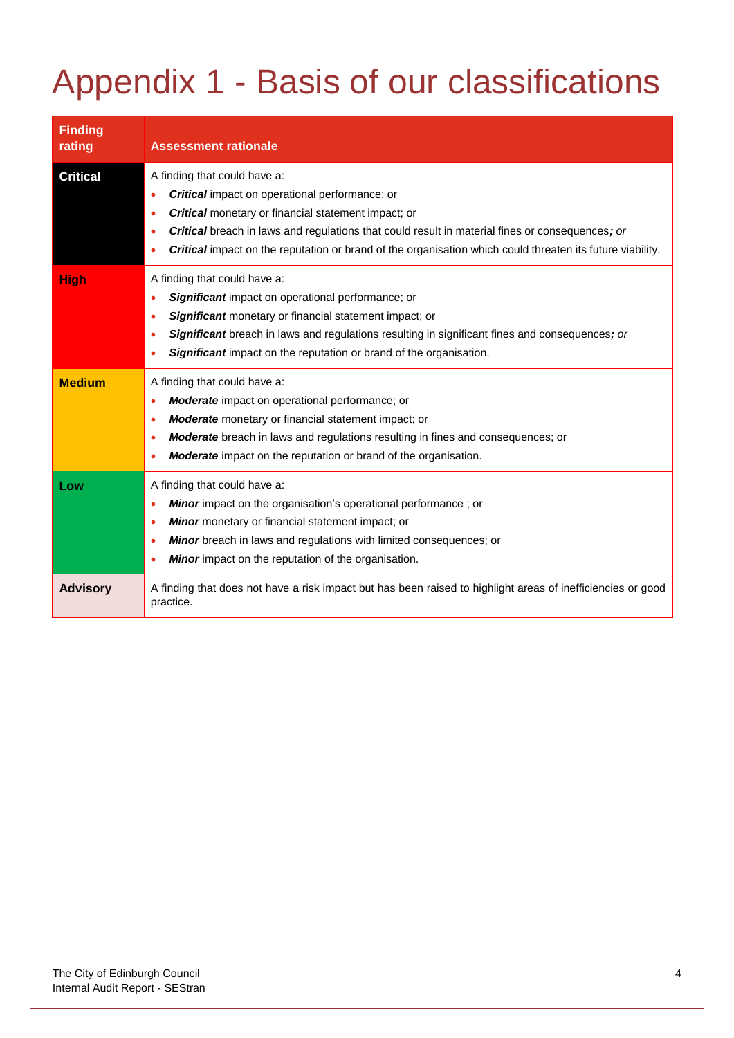# Appendix 1 - Basis of our classifications

| Finding rating | Assessment rationale |
|---|---|
| **Critical** | A finding that could have a:<br>• ***Critical*** impact on operational performance; or<br>• ***Critical*** monetary or financial statement impact; or<br>• ***Critical*** breach in laws and regulations that could result in material fines or consequences***; or***<br>• ***Critical*** impact on the reputation or brand of the organisation which could threaten its future viability. |
| **High** | A finding that could have a:<br>• ***Significant*** impact on operational performance; or<br>• ***Significant*** monetary or financial statement impact; or<br>• ***Significant*** breach in laws and regulations resulting in significant fines and consequences***; or***<br>• ***Significant*** impact on the reputation or brand of the organisation. |
| **Medium** | A finding that could have a:<br>• ***Moderate*** impact on operational performance; or<br>• ***Moderate*** monetary or financial statement impact; or<br>• ***Moderate*** breach in laws and regulations resulting in fines and consequences; or<br>• ***Moderate*** impact on the reputation or brand of the organisation. |
| **Low** | A finding that could have a:<br>• ***Minor*** impact on the organisation's operational performance ; or<br>• ***Minor*** monetary or financial statement impact; or<br>• ***Minor*** breach in laws and regulations with limited consequences; or<br>• ***Minor*** impact on the reputation of the organisation. |
| **Advisory** | A finding that does not have a risk impact but has been raised to highlight areas of inefficiencies or good practice. |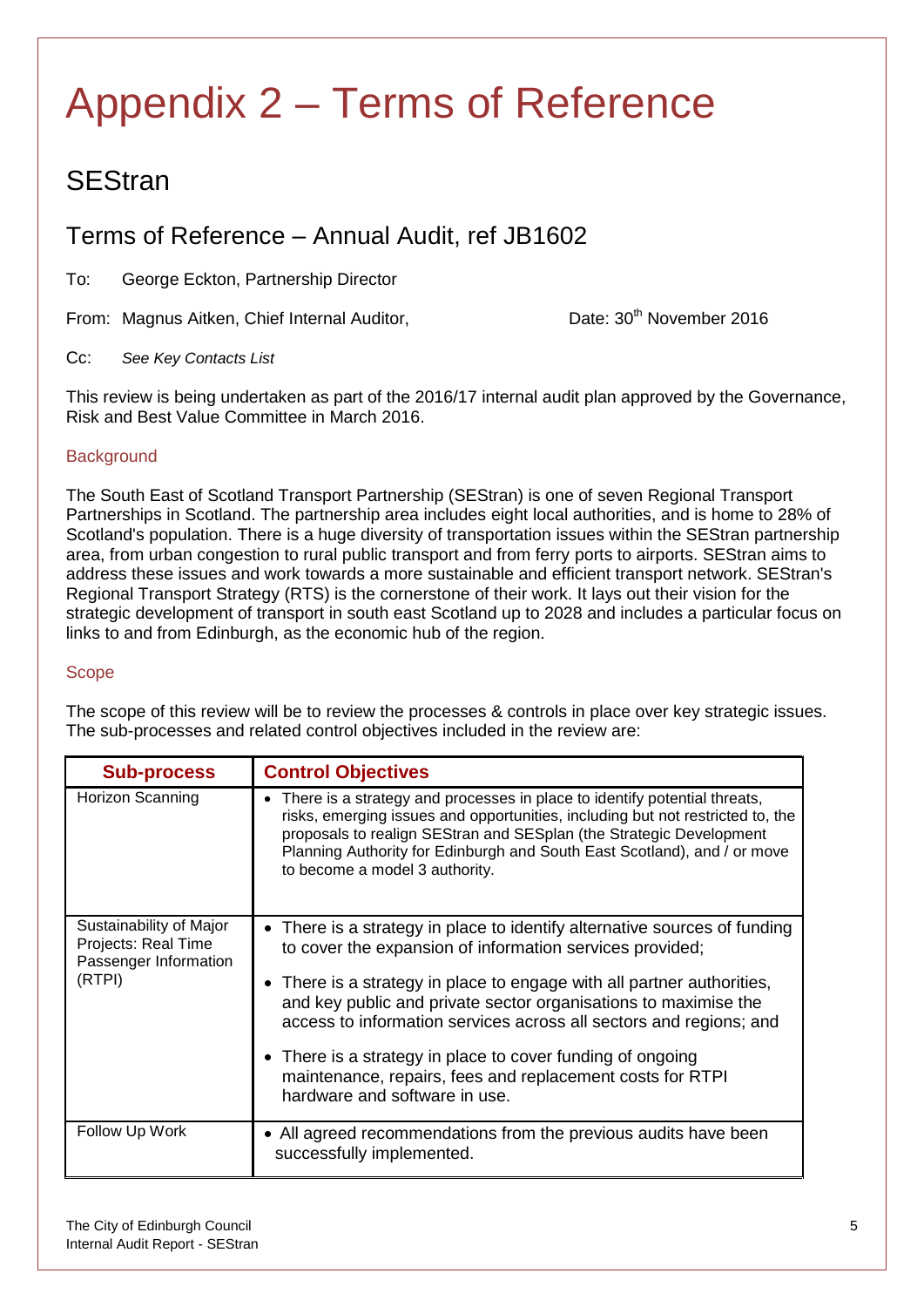# Appendix 2 – Terms of Reference

## SEStran

## Terms of Reference – Annual Audit, ref JB1602

To: George Eckton, Partnership Director

From: Magnus Aitken, Chief Internal Auditor, Date: 30th November 2016

Cc: *See Key Contacts List*

This review is being undertaken as part of the 2016/17 internal audit plan approved by the Governance, Risk and Best Value Committee in March 2016.

### Background

The South East of Scotland Transport Partnership (SEStran) is one of seven Regional Transport Partnerships in Scotland. The partnership area includes eight local authorities, and is home to 28% of Scotland's population. There is a huge diversity of transportation issues within the SEStran partnership area, from urban congestion to rural public transport and from ferry ports to airports. SEStran aims to address these issues and work towards a more sustainable and efficient transport network. SEStran's Regional Transport Strategy (RTS) is the cornerstone of their work. It lays out their vision for the strategic development of transport in south east Scotland up to 2028 and includes a particular focus on links to and from Edinburgh, as the economic hub of the region.

### Scope

The scope of this review will be to review the processes & controls in place over key strategic issues. The sub-processes and related control objectives included in the review are:

| Sub-process | Control Objectives |
|---|---|
| Horizon Scanning | • There is a strategy and processes in place to identify potential threats, risks, emerging issues and opportunities, including but not restricted to, the proposals to realign SEStran and SESplan (the Strategic Development Planning Authority for Edinburgh and South East Scotland), and / or move to become a model 3 authority. |
| Sustainability of Major Projects: Real Time Passenger Information (RTPI) | • There is a strategy in place to identify alternative sources of funding to cover the expansion of information services provided;<br>• There is a strategy in place to engage with all partner authorities, and key public and private sector organisations to maximise the access to information services across all sectors and regions; and<br>• There is a strategy in place to cover funding of ongoing maintenance, repairs, fees and replacement costs for RTPI hardware and software in use. |
| Follow Up Work | • All agreed recommendations from the previous audits have been successfully implemented. |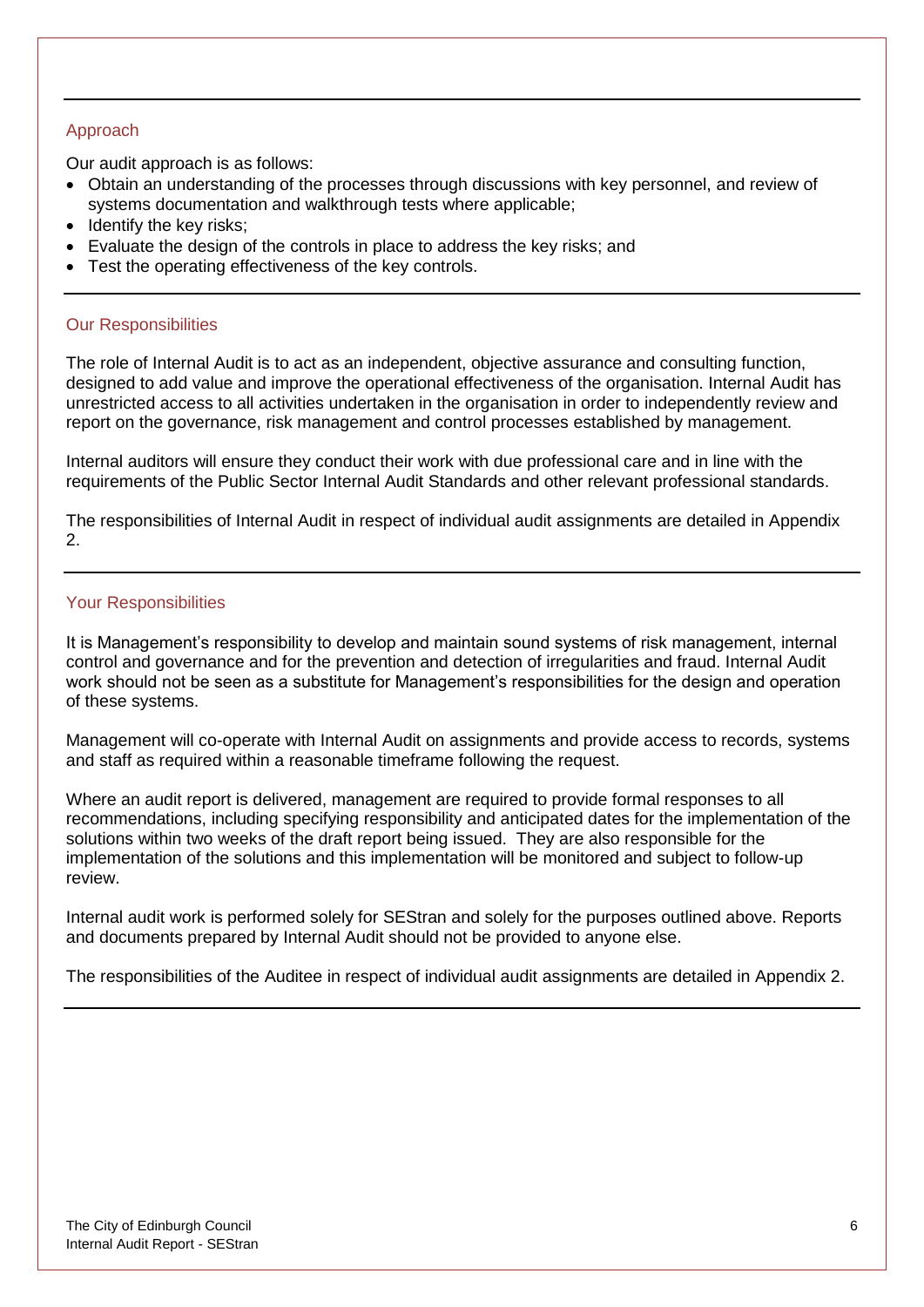## Approach

Our audit approach is as follows:

- Obtain an understanding of the processes through discussions with key personnel, and review of systems documentation and walkthrough tests where applicable;
- Identify the key risks;
- Evaluate the design of the controls in place to address the key risks; and
- Test the operating effectiveness of the key controls.

## Our Responsibilities

The role of Internal Audit is to act as an independent, objective assurance and consulting function, designed to add value and improve the operational effectiveness of the organisation. Internal Audit has unrestricted access to all activities undertaken in the organisation in order to independently review and report on the governance, risk management and control processes established by management.

Internal auditors will ensure they conduct their work with due professional care and in line with the requirements of the Public Sector Internal Audit Standards and other relevant professional standards.

The responsibilities of Internal Audit in respect of individual audit assignments are detailed in Appendix 2.

## Your Responsibilities

It is Management's responsibility to develop and maintain sound systems of risk management, internal control and governance and for the prevention and detection of irregularities and fraud. Internal Audit work should not be seen as a substitute for Management's responsibilities for the design and operation of these systems.

Management will co-operate with Internal Audit on assignments and provide access to records, systems and staff as required within a reasonable timeframe following the request.

Where an audit report is delivered, management are required to provide formal responses to all recommendations, including specifying responsibility and anticipated dates for the implementation of the solutions within two weeks of the draft report being issued. They are also responsible for the implementation of the solutions and this implementation will be monitored and subject to follow-up review.

Internal audit work is performed solely for SEStran and solely for the purposes outlined above. Reports and documents prepared by Internal Audit should not be provided to anyone else.

The responsibilities of the Auditee in respect of individual audit assignments are detailed in Appendix 2.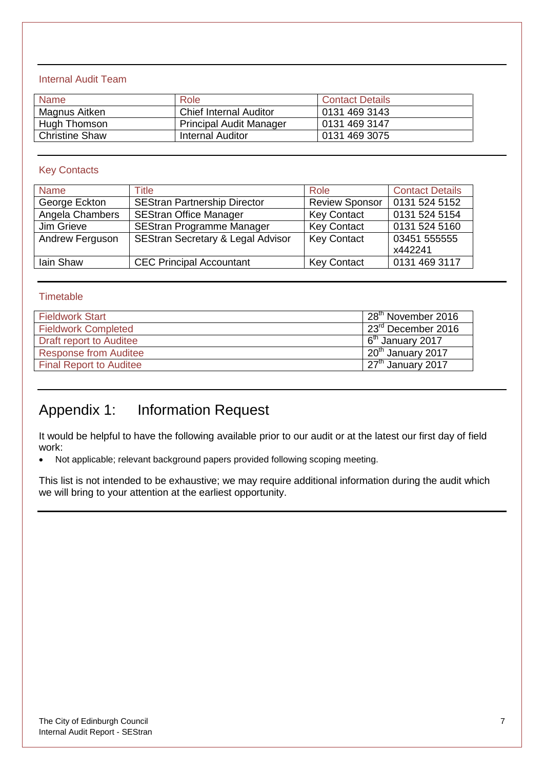### Internal Audit Team

| Name | Role | Contact Details |
|---|---|---|
| Magnus Aitken | Chief Internal Auditor | 0131 469 3143 |
| Hugh Thomson | Principal Audit Manager | 0131 469 3147 |
| Christine Shaw | Internal Auditor | 0131 469 3075 |

### Key Contacts

| Name | Title | Role | Contact Details |
|---|---|---|---|
| George Eckton | SEStran Partnership Director | Review Sponsor | 0131 524 5152 |
| Angela Chambers | SEStran Office Manager | Key Contact | 0131 524 5154 |
| Jim Grieve | SEStran Programme Manager | Key Contact | 0131 524 5160 |
| Andrew Ferguson | SEStran Secretary & Legal Advisor | Key Contact | 03451 555555 x442241 |
| Iain Shaw | CEC Principal Accountant | Key Contact | 0131 469 3117 |

### Timetable

| | |
|---|---|
| Fieldwork Start | 28th November 2016 |
| Fieldwork Completed | 23rd December 2016 |
| Draft report to Auditee | 6th January 2017 |
| Response from Auditee | 20th January 2017 |
| Final Report to Auditee | 27th January 2017 |

# Appendix 1: Information Request

It would be helpful to have the following available prior to our audit or at the latest our first day of field work:

- Not applicable; relevant background papers provided following scoping meeting.

This list is not intended to be exhaustive; we may require additional information during the audit which we will bring to your attention at the earliest opportunity.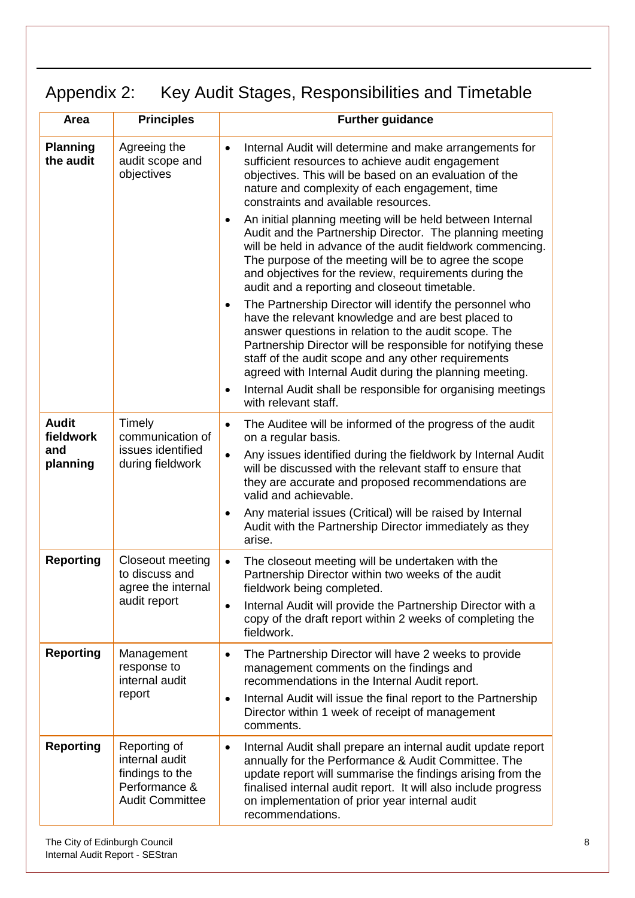# Appendix 2: Key Audit Stages, Responsibilities and Timetable

| Area | Principles | Further guidance |
|---|---|---|
| **Planning the audit** | Agreeing the audit scope and objectives | • Internal Audit will determine and make arrangements for sufficient resources to achieve audit engagement objectives. This will be based on an evaluation of the nature and complexity of each engagement, time constraints and available resources.<br>• An initial planning meeting will be held between Internal Audit and the Partnership Director. The planning meeting will be held in advance of the audit fieldwork commencing. The purpose of the meeting will be to agree the scope and objectives for the review, requirements during the audit and a reporting and closeout timetable.<br>• The Partnership Director will identify the personnel who have the relevant knowledge and are best placed to answer questions in relation to the audit scope. The Partnership Director will be responsible for notifying these staff of the audit scope and any other requirements agreed with Internal Audit during the planning meeting.<br>• Internal Audit shall be responsible for organising meetings with relevant staff. |
| **Audit fieldwork and planning** | Timely communication of issues identified during fieldwork | • The Auditee will be informed of the progress of the audit on a regular basis.<br>• Any issues identified during the fieldwork by Internal Audit will be discussed with the relevant staff to ensure that they are accurate and proposed recommendations are valid and achievable.<br>• Any material issues (Critical) will be raised by Internal Audit with the Partnership Director immediately as they arise. |
| **Reporting** | Closeout meeting to discuss and agree the internal audit report | • The closeout meeting will be undertaken with the Partnership Director within two weeks of the audit fieldwork being completed.<br>• Internal Audit will provide the Partnership Director with a copy of the draft report within 2 weeks of completing the fieldwork. |
| **Reporting** | Management response to internal audit report | • The Partnership Director will have 2 weeks to provide management comments on the findings and recommendations in the Internal Audit report.<br>• Internal Audit will issue the final report to the Partnership Director within 1 week of receipt of management comments. |
| **Reporting** | Reporting of internal audit findings to the Performance & Audit Committee | • Internal Audit shall prepare an internal audit update report annually for the Performance & Audit Committee. The update report will summarise the findings arising from the finalised internal audit report. It will also include progress on implementation of prior year internal audit recommendations. |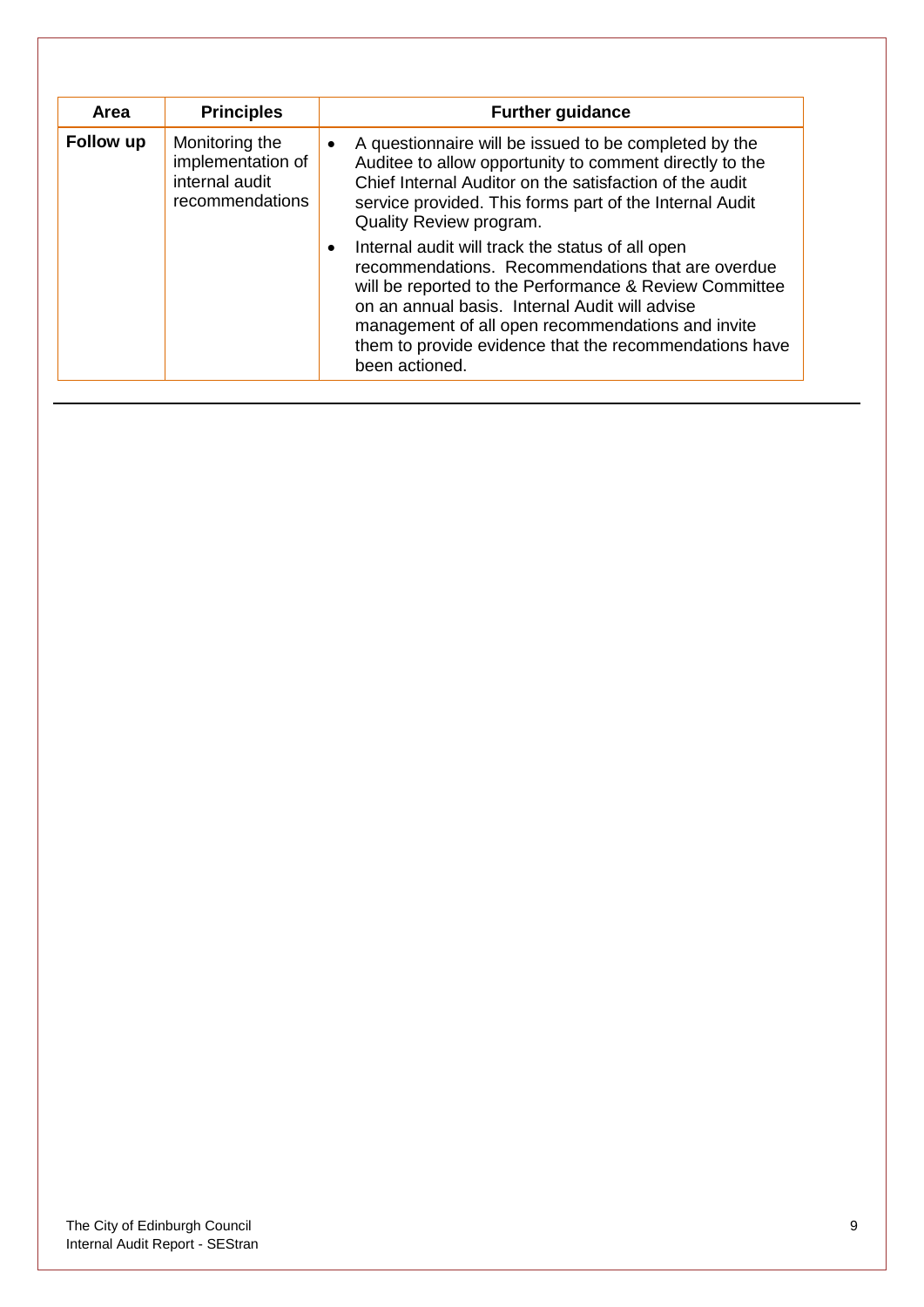| Area | Principles | Further guidance |
|---|---|---|
| **Follow up** | Monitoring the implementation of internal audit recommendations | • A questionnaire will be issued to be completed by the Auditee to allow opportunity to comment directly to the Chief Internal Auditor on the satisfaction of the audit service provided. This forms part of the Internal Audit Quality Review program.<br>• Internal audit will track the status of all open recommendations. Recommendations that are overdue will be reported to the Performance & Review Committee on an annual basis. Internal Audit will advise management of all open recommendations and invite them to provide evidence that the recommendations have been actioned. |